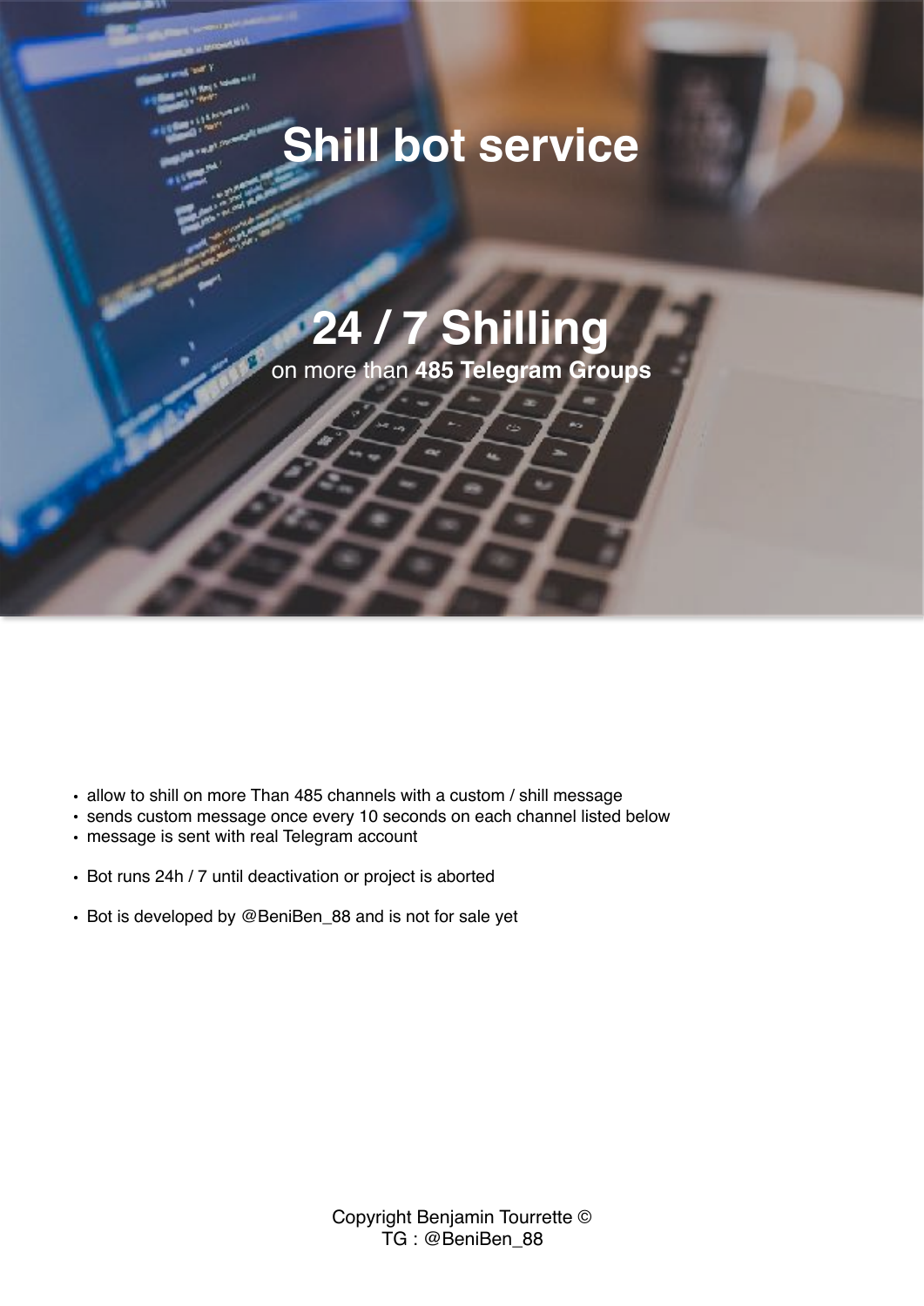# Shill bot service

## 24 / 7 Shilling

on more than **485 Telegram Groups**

- allow to shill on more Than 485 channels with a custom / shill message
- sends custom message once every 10 seconds on each channel listed below
- message is sent with real Telegram account

- Bot runs 24h / 7 until deactivation or project is aborted

- Bot is developed by @BeniBen_88 and is not for sale yet

Copyright Benjamin Tourrette ©
TG : @BeniBen_88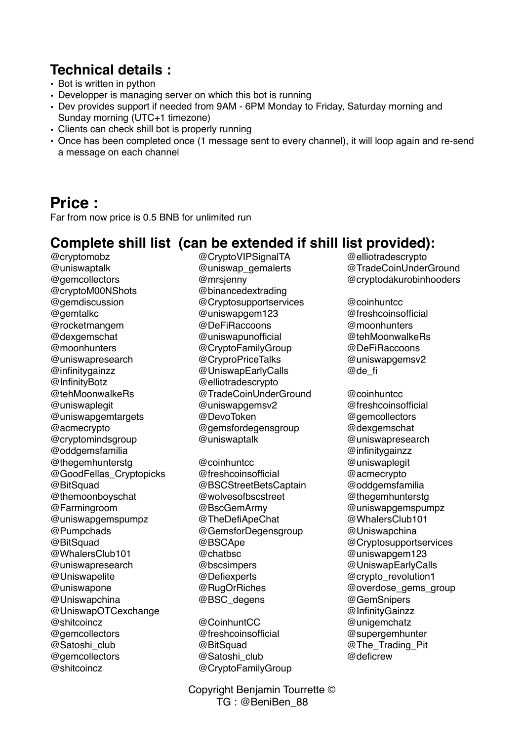## Technical details :

- Bot is written in python
- Developper is managing server on which this bot is running
- Dev provides support if needed from 9AM - 6PM Monday to Friday, Saturday morning and Sunday morning (UTC+1 timezone)
- Clients can check shill bot is properly running
- Once has been completed once (1 message sent to every channel), it will loop again and re-send a message on each channel

## Price :

Far from now price is 0.5 BNB for unlimited run

## Complete shill list (can be extended if shill list provided):

@cryptomobz
@uniswaptalk
@gemcollectors
@cryptoM00NShots
@gemdiscussion
@gemtalkc
@rocketmangem
@dexgemschat
@moonhunters
@uniswapresearch
@infinitygainzz
@InfinityBotz
@tehMoonwalkeRs
@uniswaplegit
@uniswapgemtargets
@acmecrypto
@cryptomindsgroup
@oddgemsfamilia
@thegemhunterstg
@GoodFellas_Cryptopicks
@BitSquad
@themoonboyschat
@Farmingroom
@uniswapgemspumpz
@Pumpchads
@BitSquad
@WhalersClub101
@uniswapresearch
@Uniswapelite
@uniswapone
@Uniswapchina
@UniswapOTCexchange
@shitcoincz
@gemcollectors
@Satoshi_club
@gemcollectors
@shitcoincz

@CryptoVIPSignalTA
@uniswap_gemalerts
@mrsjenny
@binancedextrading
@Cryptosupportservices
@uniswapgem123
@DeFiRaccoons
@uniswapunofficial
@CryptoFamilyGroup
@CryproPriceTalks
@UniswapEarlyCalls
@elliotradescrypto
@TradeCoinUnderGround
@uniswapgemsv2
@DevoToken
@gemsfordegensgroup
@uniswaptalk

@coinhuntcc
@freshcoinsofficial
@BSCStreetBetsCaptain
@wolvesofbscstreet
@BscGemArmy
@TheDefiApeChat
@GemsforDegensgroup
@BSCApe
@chatbsc
@bscsimpers
@Defiexperts
@RugOrRiches
@BSC_degens

@CoinhuntCC
@freshcoinsofficial
@BitSquad
@Satoshi_club
@CryptoFamilyGroup

@elliotradescrypto
@TradeCoinUnderGround
@cryptodakurobinhooders

@coinhuntcc
@freshcoinsofficial
@moonhunters
@tehMoonwalkeRs
@DeFiRaccoons
@uniswapgemsv2
@de_fi

@coinhuntcc
@freshcoinsofficial
@gemcollectors
@dexgemschat
@uniswapresearch
@infinitygainzz
@uniswaplegit
@acmecrypto
@oddgemsfamilia
@thegemhunterstg
@uniswapgemspumpz
@WhalersClub101
@Uniswapchina
@Cryptosupportservices
@uniswapgem123
@UniswapEarlyCalls
@crypto_revolution1
@overdose_gems_group
@GemSnipers
@InfinityGainzz
@unigemchatz
@supergemhunter
@The_Trading_Pit
@deficrew

Copyright Benjamin Tourrette ©
TG : @BeniBen_88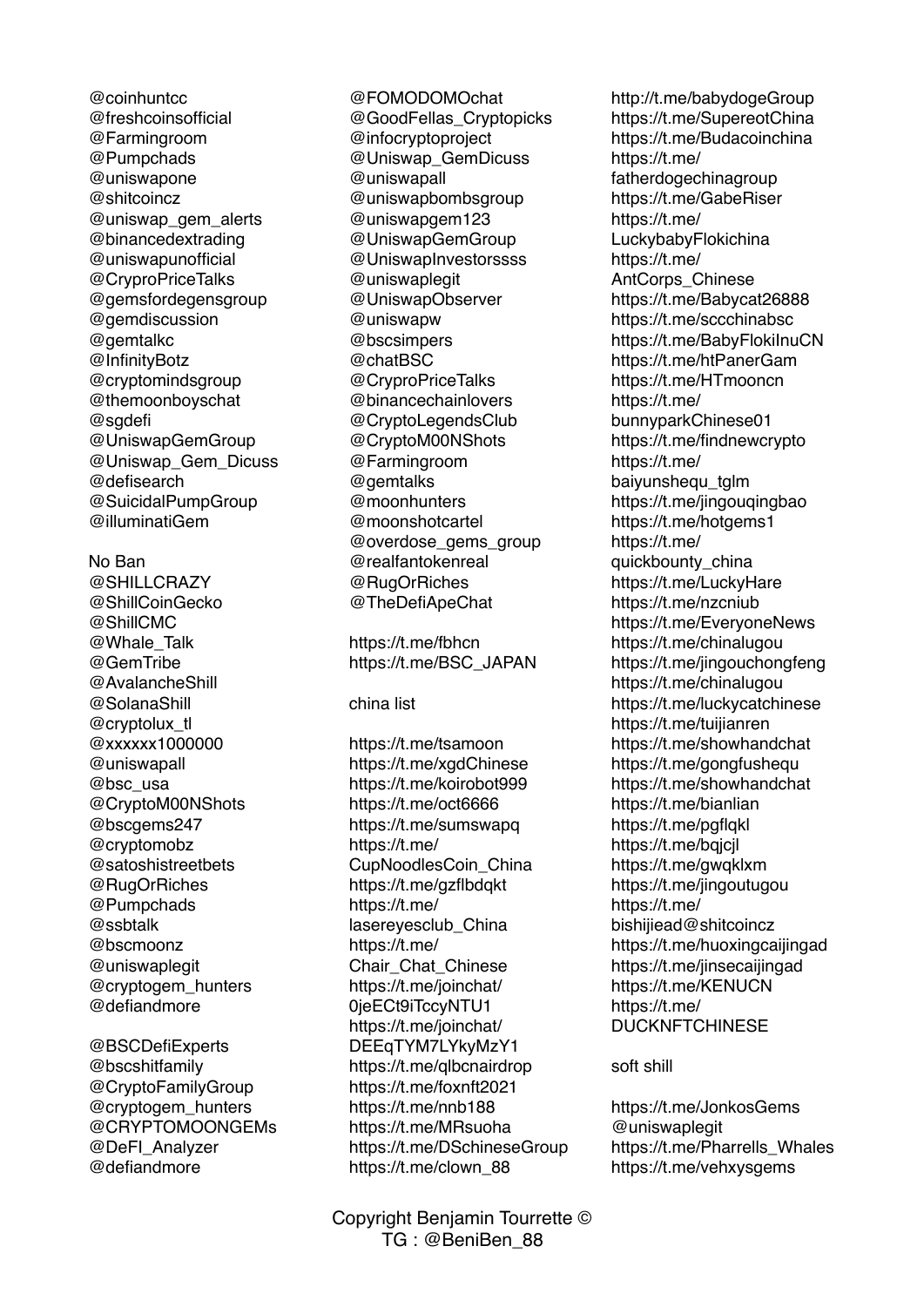@coinhuntcc
@freshcoinsofficial
@Farmingroom
@Pumpchads
@uniswapone
@shitcoincz
@uniswap_gem_alerts
@binancedextrading
@uniswapunofficial
@CryproPriceTalks
@gemsfordegensgroup
@gemdiscussion
@gemtalkc
@InfinityBotz
@cryptomindsgroup
@themoonboyschat
@sgdefi
@UniswapGemGroup
@Uniswap_Gem_Dicuss
@defisearch
@SuicidalPumpGroup
@illuminatiGem

No Ban
@SHILLCRAZY
@ShillCoinGecko
@ShillCMC
@Whale_Talk
@GemTribe
@AvalancheShill
@SolanaShill
@cryptolux_tl
@xxxxxx1000000
@uniswapall
@bsc_usa
@CryptoM00NShots
@bscgems247
@cryptomobz
@satoshistreetbets
@RugOrRiches
@Pumpchads
@ssbtalk
@bscmoonz
@uniswaplegit
@cryptogem_hunters
@defiandmore

@BSCDefiExperts
@bscshitfamily
@CryptoFamilyGroup
@cryptogem_hunters
@CRYPTOMOONGEMs
@DeFI_Analyzer
@defiandmore

@FOMODOMOchat
@GoodFellas_Cryptopicks
@infocryptoproject
@Uniswap_GemDicuss
@uniswapall
@uniswapbombsgroup
@uniswapgem123
@UniswapGemGroup
@UniswapInvestorssss
@uniswaplegit
@UniswapObserver
@uniswapw
@bscsimpers
@chatBSC
@CryproPriceTalks
@binancechainlovers
@CryptoLegendsClub
@CryptoM00NShots
@Farmingroom
@gemtalks
@moonhunters
@moonshotcartel
@overdose_gems_group
@realfantokenreal
@RugOrRiches
@TheDefiApeChat

https://t.me/fbhcn
https://t.me/BSC_JAPAN

china list

https://t.me/tsamoon
https://t.me/xgdChinese
https://t.me/koirobot999
https://t.me/oct6666
https://t.me/sumswapq
https://t.me/CupNoodlesCoin_China
https://t.me/gzflbdqkt
https://t.me/lasereyesclub_China
https://t.me/Chair_Chat_Chinese
https://t.me/joinchat/0jeECt9iTccyNTU1
https://t.me/joinchat/DEEqTYM7LYkyMzY1
https://t.me/qlbcnairdrop
https://t.me/foxnft2021
https://t.me/nnb188
https://t.me/MRsuoha
https://t.me/DSchineseGroup
https://t.me/clown_88

http://t.me/babydogeGroup
https://t.me/SupereotChina
https://t.me/Budacoinchina
https://t.me/fatherdogechinagroup
https://t.me/GabeRiser
https://t.me/LuckybabyFlokichina
https://t.me/AntCorps_Chinese
https://t.me/Babycat26888
https://t.me/sccchinabsc
https://t.me/BabyFlokiInuCN
https://t.me/htPanerGam
https://t.me/HTmooncn
https://t.me/bunnyparkChinese01
https://t.me/findnewcrypto
https://t.me/baiyunshequ_tglm
https://t.me/jingouqingbao
https://t.me/hotgems1
https://t.me/quickbounty_china
https://t.me/LuckyHare
https://t.me/nzcniub
https://t.me/EveryoneNews
https://t.me/chinalugou
https://t.me/jingouchongfeng
https://t.me/chinalugou
https://t.me/luckycatchinese
https://t.me/tuijianren
https://t.me/showhandchat
https://t.me/gongfushequ
https://t.me/showhandchat
https://t.me/bianlian
https://t.me/pgflqkl
https://t.me/bqjcjl
https://t.me/gwqklxm
https://t.me/jingoutugou
https://t.me/bishijiead@shitcoincz
https://t.me/huoxingcaijingad
https://t.me/jinsecaijingad
https://t.me/KENUCN
https://t.me/DUCKNFTCHINESE

soft shill

https://t.me/JonkosGems
@uniswaplegit
https://t.me/Pharrells_Whales
https://t.me/vehxysgems

Copyright Benjamin Tourrette ©
TG : @BeniBen_88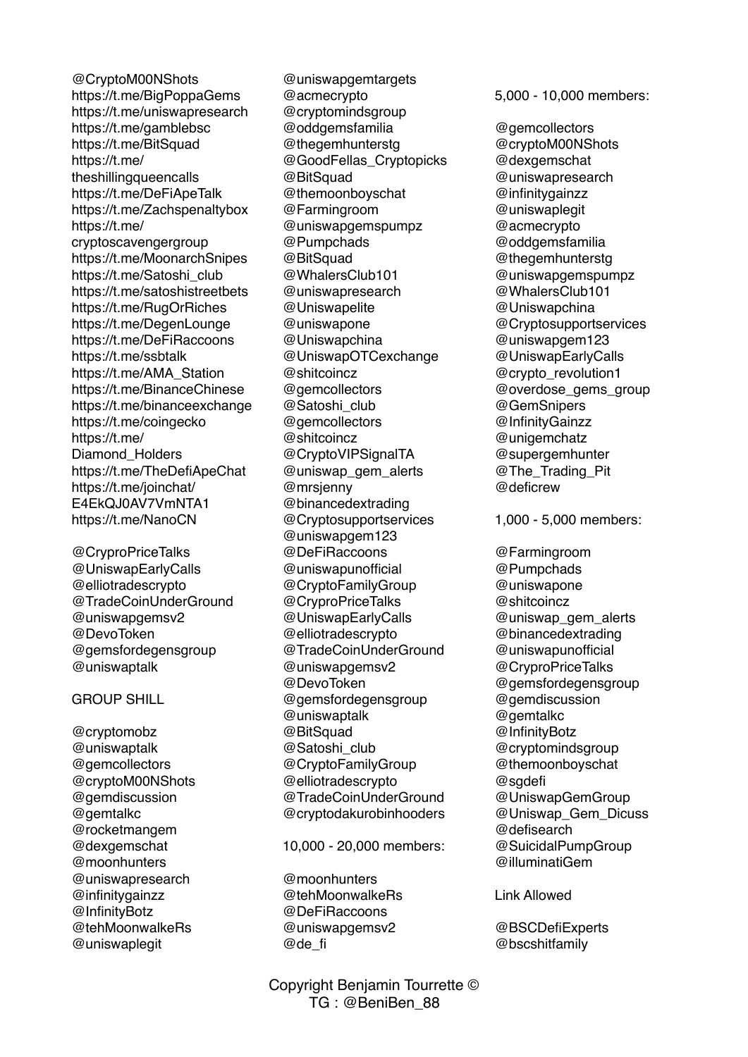@CryptoM00NShots
https://t.me/BigPoppaGems
https://t.me/uniswapresearch
https://t.me/gamblebsc
https://t.me/BitSquad
https://t.me/theshillingqueencalls
https://t.me/DeFiApeTalk
https://t.me/Zachspenaltybox
https://t.me/cryptoscavengergroup
https://t.me/MoonarchSnipes
https://t.me/Satoshi_club
https://t.me/satoshistreetbets
https://t.me/RugOrRiches
https://t.me/DegenLounge
https://t.me/DeFiRaccoons
https://t.me/ssbtalk
https://t.me/AMA_Station
https://t.me/BinanceChinese
https://t.me/binanceexchange
https://t.me/coingecko
https://t.me/Diamond_Holders
https://t.me/TheDefiApeChat
https://t.me/joinchat/E4EkQJ0AV7VmNTA1
https://t.me/NanoCN

@CryproPriceTalks
@UniswapEarlyCalls
@elliotradescrypto
@TradeCoinUnderGround
@uniswapgemsv2
@DevoToken
@gemsfordegensgroup
@uniswaptalk

GROUP SHILL

@cryptomobz
@uniswaptalk
@gemcollectors
@cryptoM00NShots
@gemdiscussion
@gemtalkc
@rocketmangem
@dexgemschat
@moonhunters
@uniswapresearch
@infinitygainzz
@InfinityBotz
@tehMoonwalkeRs
@uniswaplegit
@uniswapgemtargets
@acmecrypto
@cryptomindsgroup
@oddgemsfamilia
@thegemhunterstg
@GoodFellas_Cryptopicks
@BitSquad
@themoonboyschat
@Farmingroom
@uniswapgemspumpz
@Pumpchads
@BitSquad
@WhalersClub101
@uniswapresearch
@Uniswapelite
@uniswapone
@Uniswapchina
@UniswapOTCexchange
@shitcoincz
@gemcollectors
@Satoshi_club
@gemcollectors
@shitcoincz
@CryptoVIPSignalTA
@uniswap_gem_alerts
@mrsjenny
@binancedextrading
@Cryptosupportservices
@uniswapgem123
@DeFiRaccoons
@uniswapunofficial
@CryptoFamilyGroup
@CryproPriceTalks
@UniswapEarlyCalls
@elliotradescrypto
@TradeCoinUnderGround
@uniswapgemsv2
@DevoToken
@gemsfordegensgroup
@uniswaptalk
@BitSquad
@Satoshi_club
@CryptoFamilyGroup
@elliotradescrypto
@TradeCoinUnderGround
@cryptodakurobinhooders

10,000 - 20,000 members:

@moonhunters
@tehMoonwalkeRs
@DeFiRaccoons
@uniswapgemsv2
@de_fi

5,000 - 10,000 members:

@gemcollectors
@cryptoM00NShots
@dexgemschat
@uniswapresearch
@infinitygainzz
@uniswaplegit
@acmecrypto
@oddgemsfamilia
@thegemhunterstg
@uniswapgemspumpz
@WhalersClub101
@Uniswapchina
@Cryptosupportservices
@uniswapgem123
@UniswapEarlyCalls
@crypto_revolution1
@overdose_gems_group
@GemSnipers
@InfinityGainzz
@unigemchatz
@supergemhunter
@The_Trading_Pit
@deficrew

1,000 - 5,000 members:

@Farmingroom
@Pumpchads
@uniswapone
@shitcoincz
@uniswap_gem_alerts
@binancedextrading
@uniswapunofficial
@CryproPriceTalks
@gemsfordegensgroup
@gemdiscussion
@gemtalkc
@InfinityBotz
@cryptomindsgroup
@themoonboyschat
@sgdefi
@UniswapGemGroup
@Uniswap_Gem_Dicuss
@defisearch
@SuicidalPumpGroup
@illuminatiGem

Link Allowed

@BSCDefiExperts
@bscshitfamily

Copyright Benjamin Tourrette ©
TG : @BeniBen_88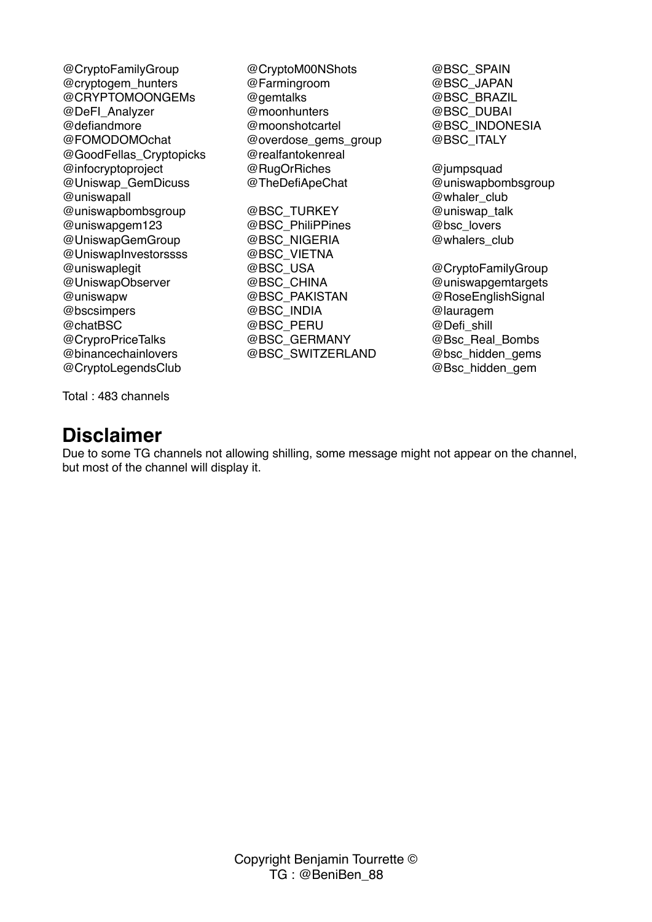@CryptoFamilyGroup
@cryptogem_hunters
@CRYPTOMOONGEMs
@DeFI_Analyzer
@defiandmore
@FOMODOMOchat
@GoodFellas_Cryptopicks
@infocryptoproject
@Uniswap_GemDicuss
@uniswapall
@uniswapbombsgroup
@uniswapgem123
@UniswapGemGroup
@UniswapInvestorssss
@uniswaplegit
@UniswapObserver
@uniswapw
@bscsimpers
@chatBSC
@CryproPriceTalks
@binancechainlovers
@CryptoLegendsClub

@CryptoM00NShots
@Farmingroom
@gemtalks
@moonhunters
@moonshotcartel
@overdose_gems_group
@realfantokenreal
@RugOrRiches
@TheDefiApeChat

@BSC_TURKEY
@BSC_PhiliPPines
@BSC_NIGERIA
@BSC_VIETNA
@BSC_USA
@BSC_CHINA
@BSC_PAKISTAN
@BSC_INDIA
@BSC_PERU
@BSC_GERMANY
@BSC_SWITZERLAND

@BSC_SPAIN
@BSC_JAPAN
@BSC_BRAZIL
@BSC_DUBAI
@BSC_INDONESIA
@BSC_ITALY

@jumpsquad
@uniswapbombsgroup
@whaler_club
@uniswap_talk
@bsc_lovers
@whalers_club

@CryptoFamilyGroup
@uniswapgemtargets
@RoseEnglishSignal
@lauragem
@Defi_shill
@Bsc_Real_Bombs
@bsc_hidden_gems
@Bsc_hidden_gem

Total : 483 channels

## Disclaimer

Due to some TG channels not allowing shilling, some message might not appear on the channel, but most of the channel will display it.

Copyright Benjamin Tourrette ©
TG : @BeniBen_88